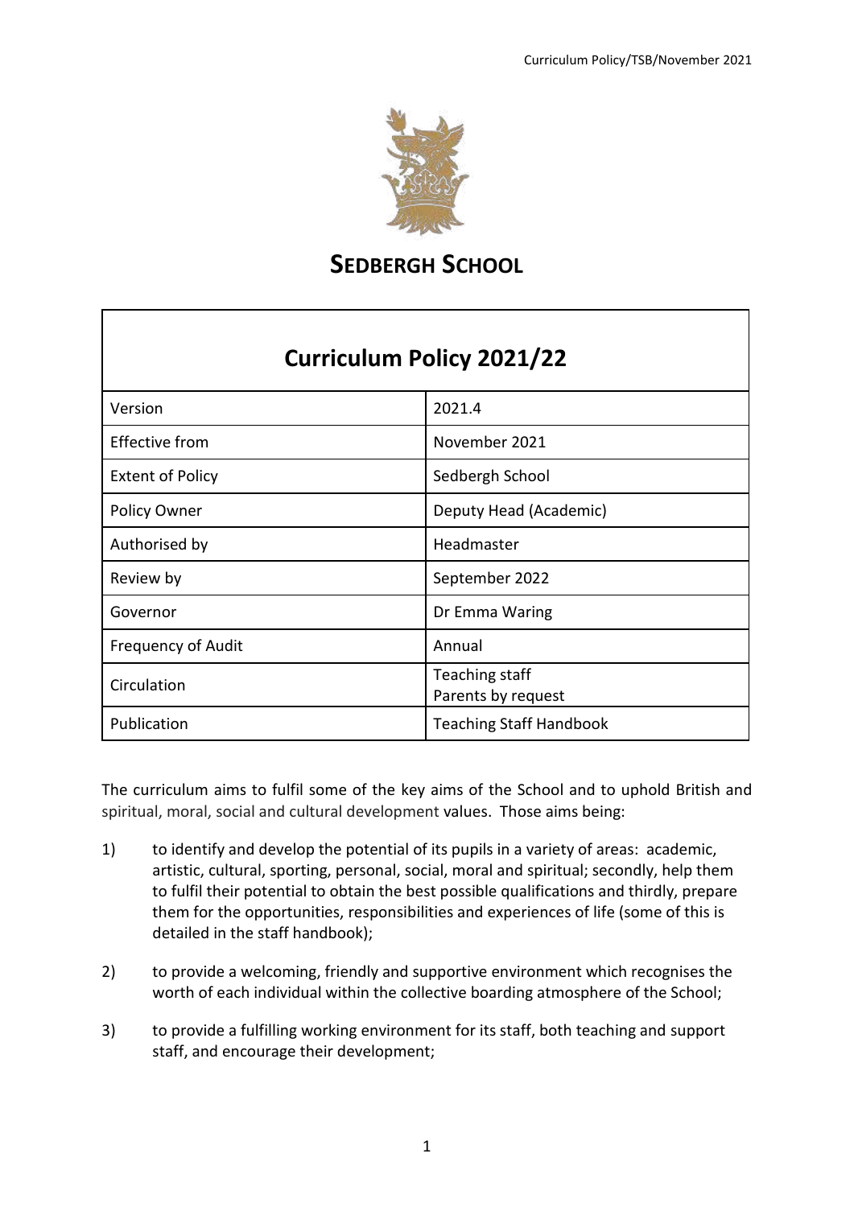# SEDBERGH SCHOOL

| Curriculum Policy 2021/22 | |
|---|---|
| Version | 2021.4 |
| Effective from | November 2021 |
| Extent of Policy | Sedbergh School |
| Policy Owner | Deputy Head (Academic) |
| Authorised by | Headmaster |
| Review by | September 2022 |
| Governor | Dr Emma Waring |
| Frequency of Audit | Annual |
| Circulation | Teaching staff<br>Parents by request |
| Publication | Teaching Staff Handbook |

The curriculum aims to fulfil some of the key aims of the School and to uphold British and spiritual, moral, social and cultural development values. Those aims being:

1) to identify and develop the potential of its pupils in a variety of areas: academic, artistic, cultural, sporting, personal, social, moral and spiritual; secondly, help them to fulfil their potential to obtain the best possible qualifications and thirdly, prepare them for the opportunities, responsibilities and experiences of life (some of this is detailed in the staff handbook);

2) to provide a welcoming, friendly and supportive environment which recognises the worth of each individual within the collective boarding atmosphere of the School;

3) to provide a fulfilling working environment for its staff, both teaching and support staff, and encourage their development;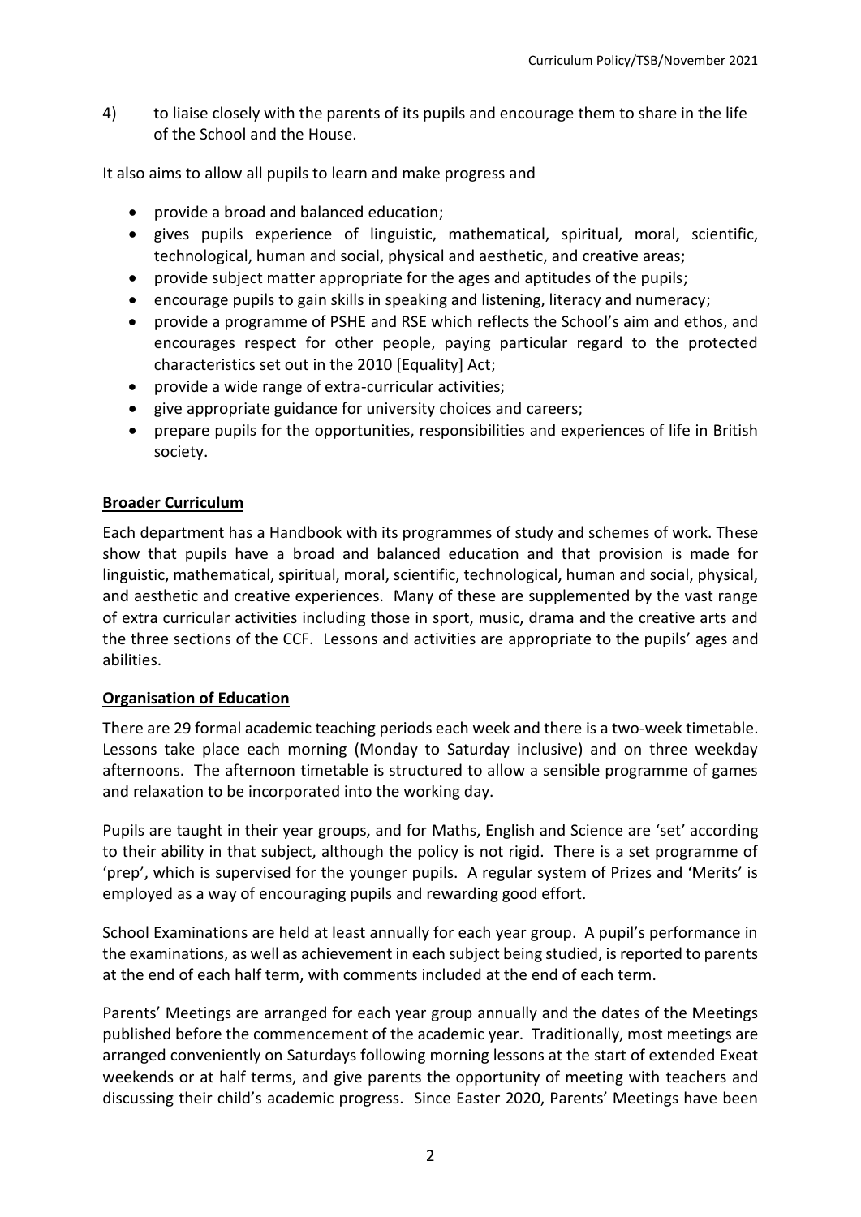4) to liaise closely with the parents of its pupils and encourage them to share in the life of the School and the House.

It also aims to allow all pupils to learn and make progress and

- provide a broad and balanced education;
- gives pupils experience of linguistic, mathematical, spiritual, moral, scientific, technological, human and social, physical and aesthetic, and creative areas;
- provide subject matter appropriate for the ages and aptitudes of the pupils;
- encourage pupils to gain skills in speaking and listening, literacy and numeracy;
- provide a programme of PSHE and RSE which reflects the School's aim and ethos, and encourages respect for other people, paying particular regard to the protected characteristics set out in the 2010 [Equality] Act;
- provide a wide range of extra-curricular activities;
- give appropriate guidance for university choices and careers;
- prepare pupils for the opportunities, responsibilities and experiences of life in British society.

## Broader Curriculum

Each department has a Handbook with its programmes of study and schemes of work. These show that pupils have a broad and balanced education and that provision is made for linguistic, mathematical, spiritual, moral, scientific, technological, human and social, physical, and aesthetic and creative experiences. Many of these are supplemented by the vast range of extra curricular activities including those in sport, music, drama and the creative arts and the three sections of the CCF. Lessons and activities are appropriate to the pupils' ages and abilities.

## Organisation of Education

There are 29 formal academic teaching periods each week and there is a two-week timetable. Lessons take place each morning (Monday to Saturday inclusive) and on three weekday afternoons. The afternoon timetable is structured to allow a sensible programme of games and relaxation to be incorporated into the working day.

Pupils are taught in their year groups, and for Maths, English and Science are 'set' according to their ability in that subject, although the policy is not rigid. There is a set programme of 'prep', which is supervised for the younger pupils. A regular system of Prizes and 'Merits' is employed as a way of encouraging pupils and rewarding good effort.

School Examinations are held at least annually for each year group. A pupil's performance in the examinations, as well as achievement in each subject being studied, is reported to parents at the end of each half term, with comments included at the end of each term.

Parents' Meetings are arranged for each year group annually and the dates of the Meetings published before the commencement of the academic year. Traditionally, most meetings are arranged conveniently on Saturdays following morning lessons at the start of extended Exeat weekends or at half terms, and give parents the opportunity of meeting with teachers and discussing their child's academic progress. Since Easter 2020, Parents' Meetings have been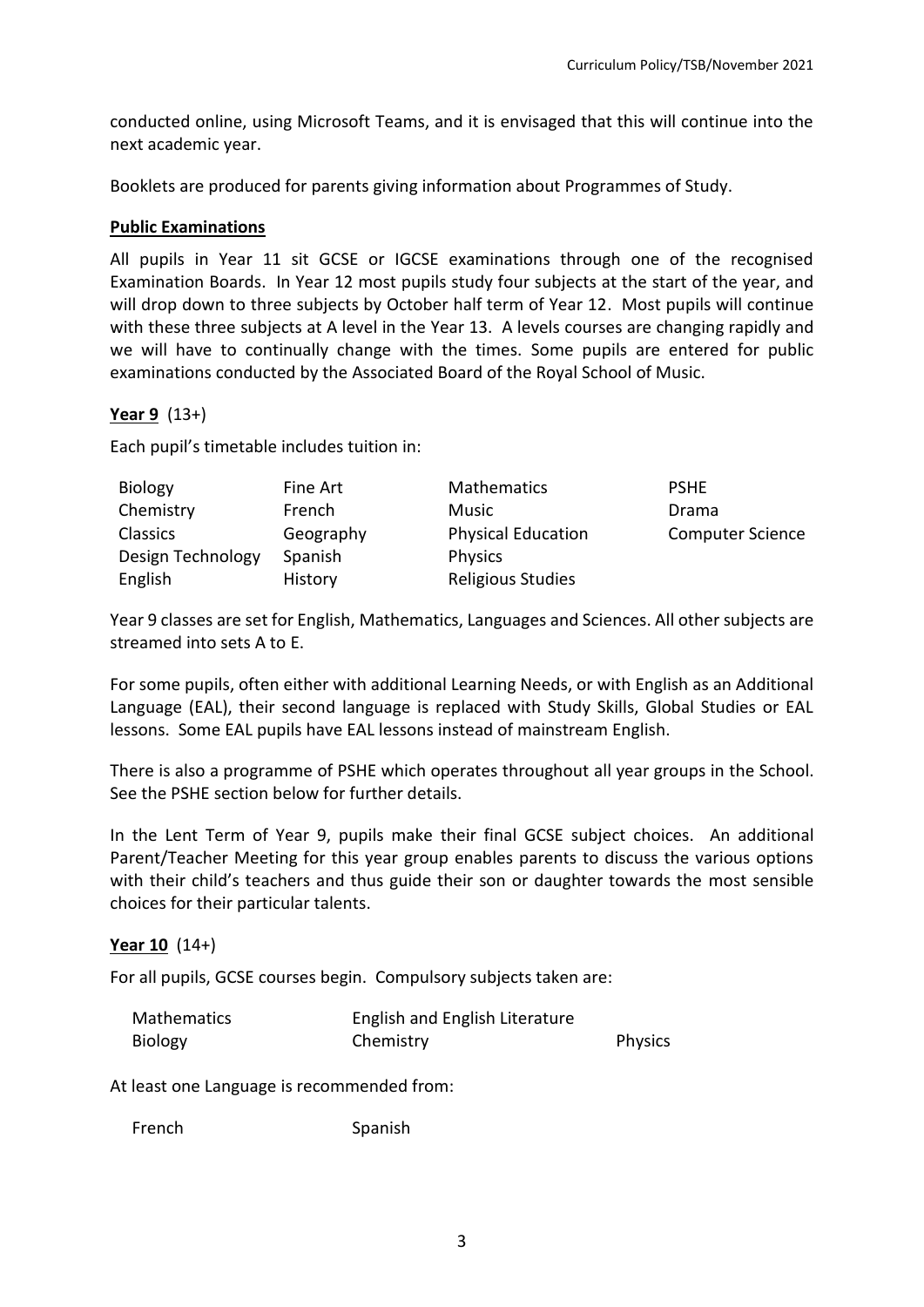conducted online, using Microsoft Teams, and it is envisaged that this will continue into the next academic year.

Booklets are produced for parents giving information about Programmes of Study.

**Public Examinations**

All pupils in Year 11 sit GCSE or IGCSE examinations through one of the recognised Examination Boards. In Year 12 most pupils study four subjects at the start of the year, and will drop down to three subjects by October half term of Year 12. Most pupils will continue with these three subjects at A level in the Year 13. A levels courses are changing rapidly and we will have to continually change with the times. Some pupils are entered for public examinations conducted by the Associated Board of the Royal School of Music.

**Year 9** (13+)

Each pupil's timetable includes tuition in:

| | | | |
|---|---|---|---|
| Biology | Fine Art | Mathematics | PSHE |
| Chemistry | French | Music | Drama |
| Classics | Geography | Physical Education | Computer Science |
| Design Technology | Spanish | Physics | |
| English | History | Religious Studies | |

Year 9 classes are set for English, Mathematics, Languages and Sciences. All other subjects are streamed into sets A to E.

For some pupils, often either with additional Learning Needs, or with English as an Additional Language (EAL), their second language is replaced with Study Skills, Global Studies or EAL lessons. Some EAL pupils have EAL lessons instead of mainstream English.

There is also a programme of PSHE which operates throughout all year groups in the School. See the PSHE section below for further details.

In the Lent Term of Year 9, pupils make their final GCSE subject choices. An additional Parent/Teacher Meeting for this year group enables parents to discuss the various options with their child's teachers and thus guide their son or daughter towards the most sensible choices for their particular talents.

**Year 10** (14+)

For all pupils, GCSE courses begin. Compulsory subjects taken are:

| | | |
|---|---|---|
| Mathematics | English and English Literature | |
| Biology | Chemistry | Physics |

At least one Language is recommended from:

| | |
|---|---|
| French | Spanish |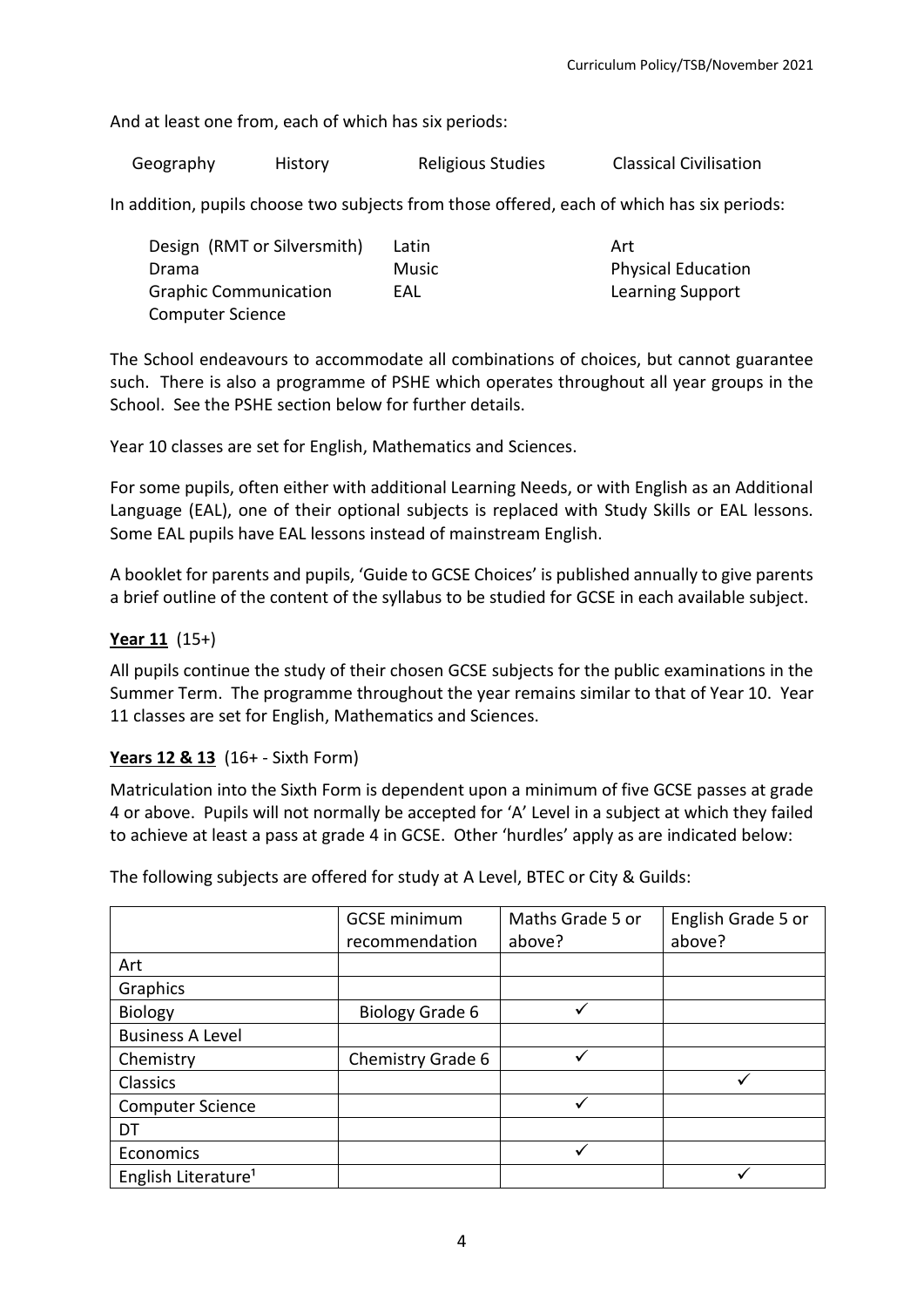And at least one from, each of which has six periods:

| Geography | History | Religious Studies | Classical Civilisation |
|---|---|---|---|

In addition, pupils choose two subjects from those offered, each of which has six periods:

| | | |
|---|---|---|
| Design (RMT or Silversmith) | Latin | Art |
| Drama | Music | Physical Education |
| Graphic Communication | EAL | Learning Support |
| Computer Science | | |

The School endeavours to accommodate all combinations of choices, but cannot guarantee such. There is also a programme of PSHE which operates throughout all year groups in the School. See the PSHE section below for further details.

Year 10 classes are set for English, Mathematics and Sciences.

For some pupils, often either with additional Learning Needs, or with English as an Additional Language (EAL), one of their optional subjects is replaced with Study Skills or EAL lessons. Some EAL pupils have EAL lessons instead of mainstream English.

A booklet for parents and pupils, 'Guide to GCSE Choices' is published annually to give parents a brief outline of the content of the syllabus to be studied for GCSE in each available subject.

**Year 11** (15+)

All pupils continue the study of their chosen GCSE subjects for the public examinations in the Summer Term. The programme throughout the year remains similar to that of Year 10. Year 11 classes are set for English, Mathematics and Sciences.

**Years 12 & 13** (16+ - Sixth Form)

Matriculation into the Sixth Form is dependent upon a minimum of five GCSE passes at grade 4 or above. Pupils will not normally be accepted for 'A' Level in a subject at which they failed to achieve at least a pass at grade 4 in GCSE. Other 'hurdles' apply as are indicated below:

The following subjects are offered for study at A Level, BTEC or City & Guilds:

| | GCSE minimum recommendation | Maths Grade 5 or above? | English Grade 5 or above? |
|---|---|---|---|
| Art | | | |
| Graphics | | | |
| Biology | Biology Grade 6 | ✓ | |
| Business A Level | | | |
| Chemistry | Chemistry Grade 6 | ✓ | |
| Classics | | | ✓ |
| Computer Science | | ✓ | |
| DT | | | |
| Economics | | ✓ | |
| English Literature[1] | | | ✓ |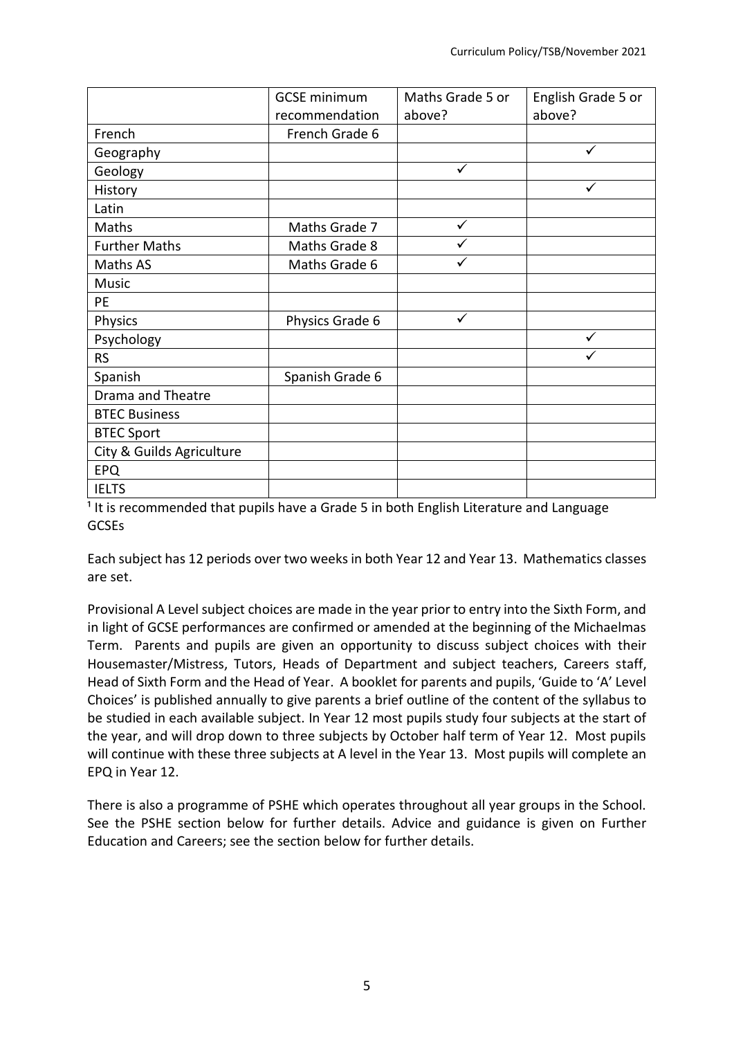| | GCSE minimum recommendation | Maths Grade 5 or above? | English Grade 5 or above? |
|---|---|---|---|
| French | French Grade 6 | | |
| Geography | | | ✓ |
| Geology | | ✓ | |
| History | | | ✓ |
| Latin | | | |
| Maths | Maths Grade 7 | ✓ | |
| Further Maths | Maths Grade 8 | ✓ | |
| Maths AS | Maths Grade 6 | ✓ | |
| Music | | | |
| PE | | | |
| Physics | Physics Grade 6 | ✓ | |
| Psychology | | | ✓ |
| RS | | | ✓ |
| Spanish | Spanish Grade 6 | | |
| Drama and Theatre | | | |
| BTEC Business | | | |
| BTEC Sport | | | |
| City & Guilds Agriculture | | | |
| EPQ | | | |
| IELTS | | | |

[1] It is recommended that pupils have a Grade 5 in both English Literature and Language GCSEs

Each subject has 12 periods over two weeks in both Year 12 and Year 13. Mathematics classes are set.

Provisional A Level subject choices are made in the year prior to entry into the Sixth Form, and in light of GCSE performances are confirmed or amended at the beginning of the Michaelmas Term. Parents and pupils are given an opportunity to discuss subject choices with their Housemaster/Mistress, Tutors, Heads of Department and subject teachers, Careers staff, Head of Sixth Form and the Head of Year. A booklet for parents and pupils, 'Guide to 'A' Level Choices' is published annually to give parents a brief outline of the content of the syllabus to be studied in each available subject. In Year 12 most pupils study four subjects at the start of the year, and will drop down to three subjects by October half term of Year 12. Most pupils will continue with these three subjects at A level in the Year 13. Most pupils will complete an EPQ in Year 12.

There is also a programme of PSHE which operates throughout all year groups in the School. See the PSHE section below for further details. Advice and guidance is given on Further Education and Careers; see the section below for further details.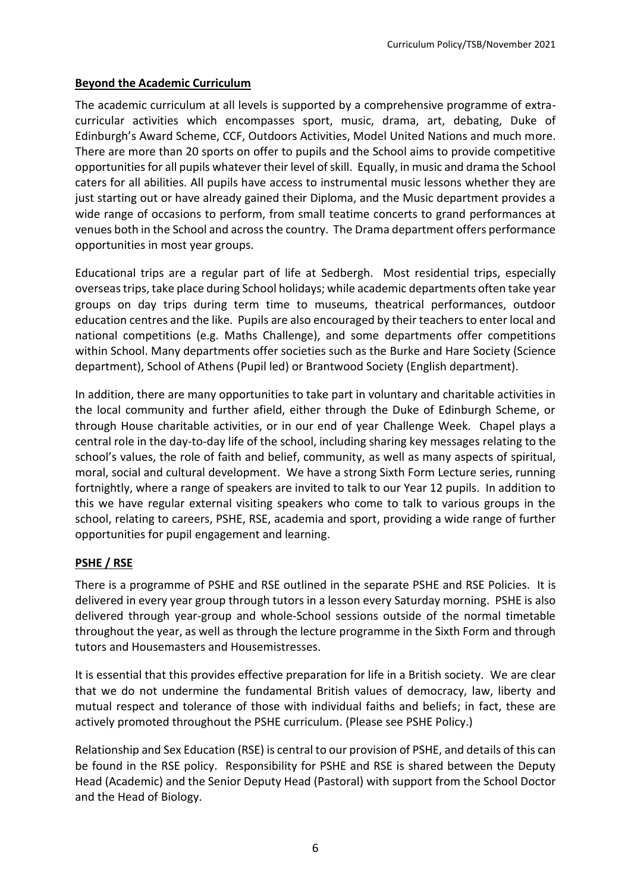## Beyond the Academic Curriculum

The academic curriculum at all levels is supported by a comprehensive programme of extra-curricular activities which encompasses sport, music, drama, art, debating, Duke of Edinburgh's Award Scheme, CCF, Outdoors Activities, Model United Nations and much more. There are more than 20 sports on offer to pupils and the School aims to provide competitive opportunities for all pupils whatever their level of skill. Equally, in music and drama the School caters for all abilities. All pupils have access to instrumental music lessons whether they are just starting out or have already gained their Diploma, and the Music department provides a wide range of occasions to perform, from small teatime concerts to grand performances at venues both in the School and across the country. The Drama department offers performance opportunities in most year groups.

Educational trips are a regular part of life at Sedbergh. Most residential trips, especially overseas trips, take place during School holidays; while academic departments often take year groups on day trips during term time to museums, theatrical performances, outdoor education centres and the like. Pupils are also encouraged by their teachers to enter local and national competitions (e.g. Maths Challenge), and some departments offer competitions within School. Many departments offer societies such as the Burke and Hare Society (Science department), School of Athens (Pupil led) or Brantwood Society (English department).

In addition, there are many opportunities to take part in voluntary and charitable activities in the local community and further afield, either through the Duke of Edinburgh Scheme, or through House charitable activities, or in our end of year Challenge Week. Chapel plays a central role in the day-to-day life of the school, including sharing key messages relating to the school's values, the role of faith and belief, community, as well as many aspects of spiritual, moral, social and cultural development. We have a strong Sixth Form Lecture series, running fortnightly, where a range of speakers are invited to talk to our Year 12 pupils. In addition to this we have regular external visiting speakers who come to talk to various groups in the school, relating to careers, PSHE, RSE, academia and sport, providing a wide range of further opportunities for pupil engagement and learning.

## PSHE / RSE

There is a programme of PSHE and RSE outlined in the separate PSHE and RSE Policies. It is delivered in every year group through tutors in a lesson every Saturday morning. PSHE is also delivered through year-group and whole-School sessions outside of the normal timetable throughout the year, as well as through the lecture programme in the Sixth Form and through tutors and Housemasters and Housemistresses.

It is essential that this provides effective preparation for life in a British society. We are clear that we do not undermine the fundamental British values of democracy, law, liberty and mutual respect and tolerance of those with individual faiths and beliefs; in fact, these are actively promoted throughout the PSHE curriculum. (Please see PSHE Policy.)

Relationship and Sex Education (RSE) is central to our provision of PSHE, and details of this can be found in the RSE policy. Responsibility for PSHE and RSE is shared between the Deputy Head (Academic) and the Senior Deputy Head (Pastoral) with support from the School Doctor and the Head of Biology.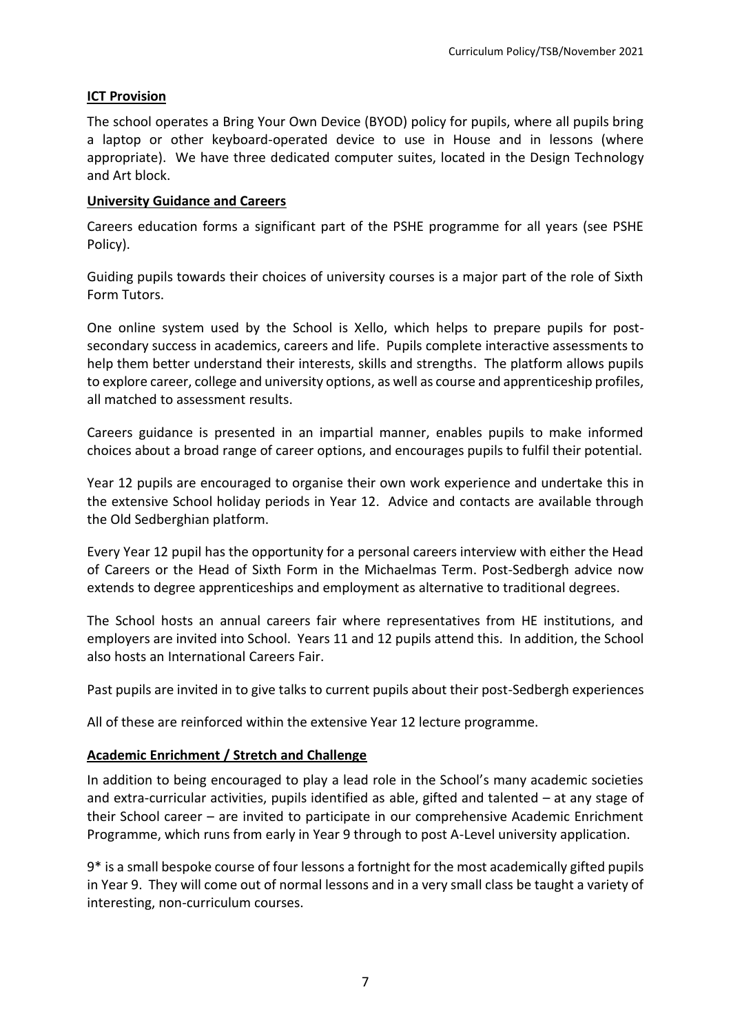## ICT Provision

The school operates a Bring Your Own Device (BYOD) policy for pupils, where all pupils bring a laptop or other keyboard-operated device to use in House and in lessons (where appropriate). We have three dedicated computer suites, located in the Design Technology and Art block.

## University Guidance and Careers

Careers education forms a significant part of the PSHE programme for all years (see PSHE Policy).

Guiding pupils towards their choices of university courses is a major part of the role of Sixth Form Tutors.

One online system used by the School is Xello, which helps to prepare pupils for post-secondary success in academics, careers and life. Pupils complete interactive assessments to help them better understand their interests, skills and strengths. The platform allows pupils to explore career, college and university options, as well as course and apprenticeship profiles, all matched to assessment results.

Careers guidance is presented in an impartial manner, enables pupils to make informed choices about a broad range of career options, and encourages pupils to fulfil their potential.

Year 12 pupils are encouraged to organise their own work experience and undertake this in the extensive School holiday periods in Year 12. Advice and contacts are available through the Old Sedberghian platform.

Every Year 12 pupil has the opportunity for a personal careers interview with either the Head of Careers or the Head of Sixth Form in the Michaelmas Term. Post-Sedbergh advice now extends to degree apprenticeships and employment as alternative to traditional degrees.

The School hosts an annual careers fair where representatives from HE institutions, and employers are invited into School. Years 11 and 12 pupils attend this. In addition, the School also hosts an International Careers Fair.

Past pupils are invited in to give talks to current pupils about their post-Sedbergh experiences

All of these are reinforced within the extensive Year 12 lecture programme.

## Academic Enrichment / Stretch and Challenge

In addition to being encouraged to play a lead role in the School's many academic societies and extra-curricular activities, pupils identified as able, gifted and talented – at any stage of their School career – are invited to participate in our comprehensive Academic Enrichment Programme, which runs from early in Year 9 through to post A-Level university application.

9* is a small bespoke course of four lessons a fortnight for the most academically gifted pupils in Year 9. They will come out of normal lessons and in a very small class be taught a variety of interesting, non-curriculum courses.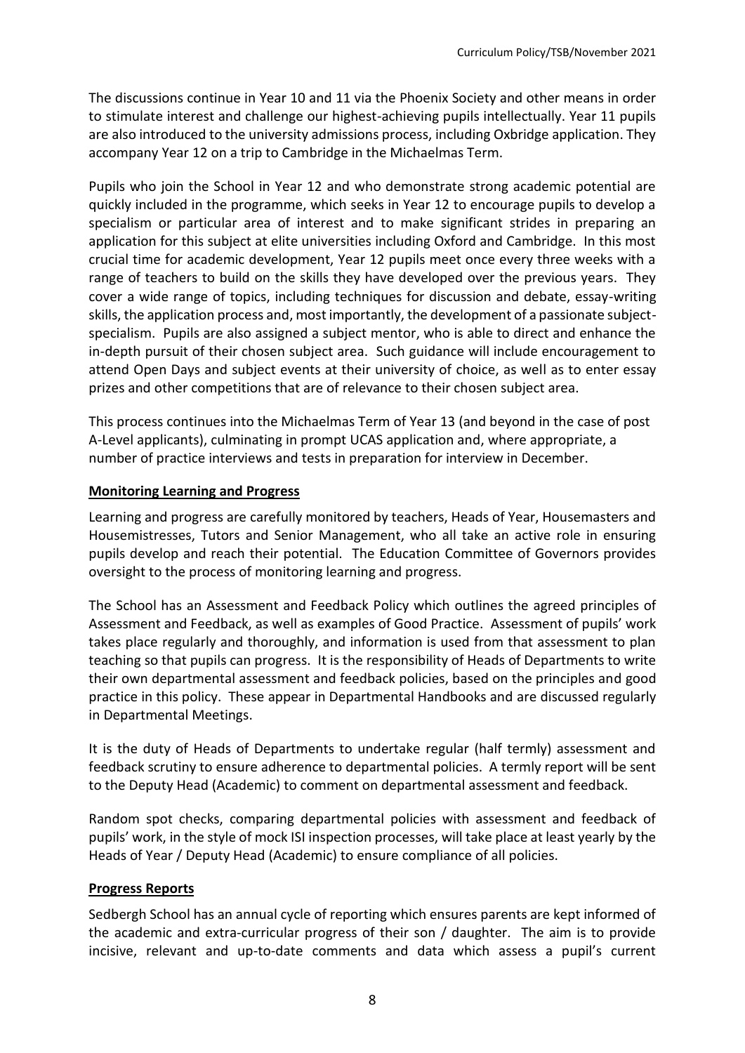The discussions continue in Year 10 and 11 via the Phoenix Society and other means in order to stimulate interest and challenge our highest-achieving pupils intellectually. Year 11 pupils are also introduced to the university admissions process, including Oxbridge application. They accompany Year 12 on a trip to Cambridge in the Michaelmas Term.

Pupils who join the School in Year 12 and who demonstrate strong academic potential are quickly included in the programme, which seeks in Year 12 to encourage pupils to develop a specialism or particular area of interest and to make significant strides in preparing an application for this subject at elite universities including Oxford and Cambridge. In this most crucial time for academic development, Year 12 pupils meet once every three weeks with a range of teachers to build on the skills they have developed over the previous years. They cover a wide range of topics, including techniques for discussion and debate, essay-writing skills, the application process and, most importantly, the development of a passionate subject-specialism. Pupils are also assigned a subject mentor, who is able to direct and enhance the in-depth pursuit of their chosen subject area. Such guidance will include encouragement to attend Open Days and subject events at their university of choice, as well as to enter essay prizes and other competitions that are of relevance to their chosen subject area.

This process continues into the Michaelmas Term of Year 13 (and beyond in the case of post A-Level applicants), culminating in prompt UCAS application and, where appropriate, a number of practice interviews and tests in preparation for interview in December.

## Monitoring Learning and Progress

Learning and progress are carefully monitored by teachers, Heads of Year, Housemasters and Housemistresses, Tutors and Senior Management, who all take an active role in ensuring pupils develop and reach their potential. The Education Committee of Governors provides oversight to the process of monitoring learning and progress.

The School has an Assessment and Feedback Policy which outlines the agreed principles of Assessment and Feedback, as well as examples of Good Practice. Assessment of pupils' work takes place regularly and thoroughly, and information is used from that assessment to plan teaching so that pupils can progress. It is the responsibility of Heads of Departments to write their own departmental assessment and feedback policies, based on the principles and good practice in this policy. These appear in Departmental Handbooks and are discussed regularly in Departmental Meetings.

It is the duty of Heads of Departments to undertake regular (half termly) assessment and feedback scrutiny to ensure adherence to departmental policies. A termly report will be sent to the Deputy Head (Academic) to comment on departmental assessment and feedback.

Random spot checks, comparing departmental policies with assessment and feedback of pupils' work, in the style of mock ISI inspection processes, will take place at least yearly by the Heads of Year / Deputy Head (Academic) to ensure compliance of all policies.

## Progress Reports

Sedbergh School has an annual cycle of reporting which ensures parents are kept informed of the academic and extra-curricular progress of their son / daughter. The aim is to provide incisive, relevant and up-to-date comments and data which assess a pupil's current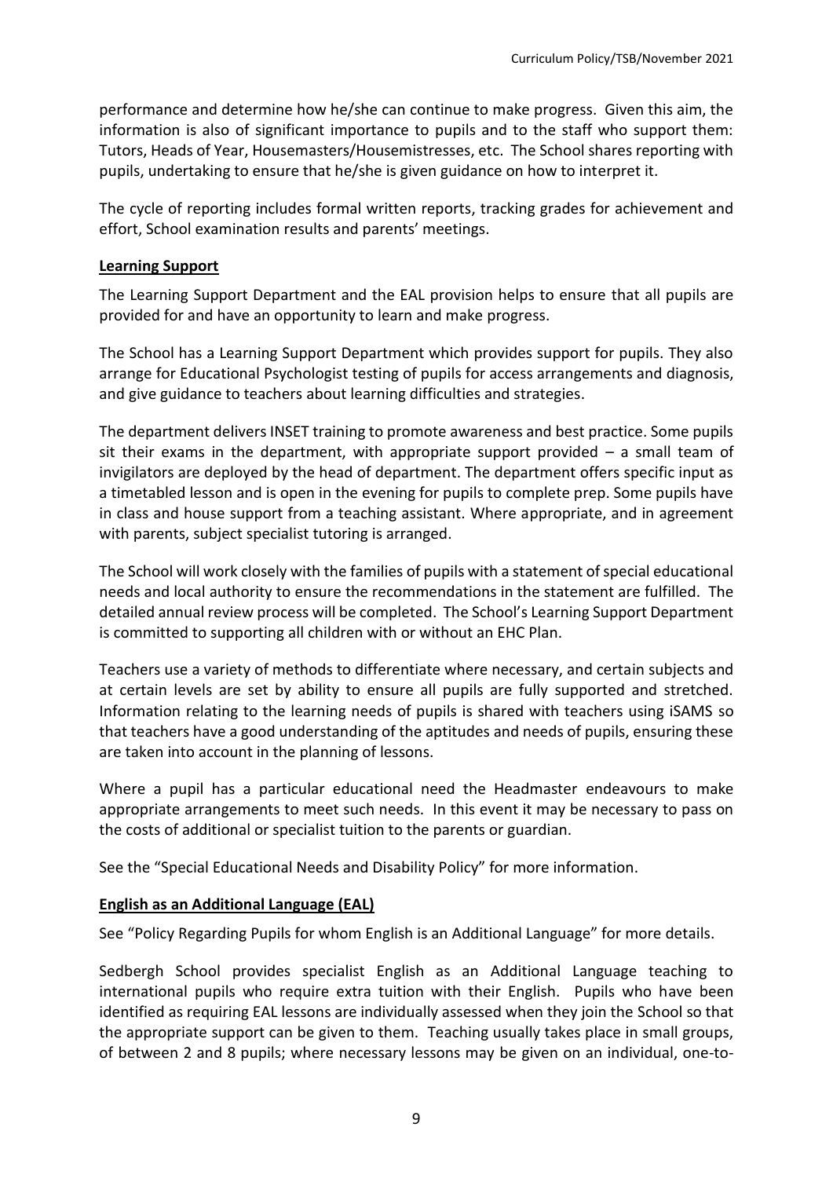performance and determine how he/she can continue to make progress. Given this aim, the information is also of significant importance to pupils and to the staff who support them: Tutors, Heads of Year, Housemasters/Housemistresses, etc. The School shares reporting with pupils, undertaking to ensure that he/she is given guidance on how to interpret it.

The cycle of reporting includes formal written reports, tracking grades for achievement and effort, School examination results and parents' meetings.

## **Learning Support**

The Learning Support Department and the EAL provision helps to ensure that all pupils are provided for and have an opportunity to learn and make progress.

The School has a Learning Support Department which provides support for pupils. They also arrange for Educational Psychologist testing of pupils for access arrangements and diagnosis, and give guidance to teachers about learning difficulties and strategies.

The department delivers INSET training to promote awareness and best practice. Some pupils sit their exams in the department, with appropriate support provided – a small team of invigilators are deployed by the head of department. The department offers specific input as a timetabled lesson and is open in the evening for pupils to complete prep. Some pupils have in class and house support from a teaching assistant. Where appropriate, and in agreement with parents, subject specialist tutoring is arranged.

The School will work closely with the families of pupils with a statement of special educational needs and local authority to ensure the recommendations in the statement are fulfilled. The detailed annual review process will be completed. The School's Learning Support Department is committed to supporting all children with or without an EHC Plan.

Teachers use a variety of methods to differentiate where necessary, and certain subjects and at certain levels are set by ability to ensure all pupils are fully supported and stretched. Information relating to the learning needs of pupils is shared with teachers using iSAMS so that teachers have a good understanding of the aptitudes and needs of pupils, ensuring these are taken into account in the planning of lessons.

Where a pupil has a particular educational need the Headmaster endeavours to make appropriate arrangements to meet such needs. In this event it may be necessary to pass on the costs of additional or specialist tuition to the parents or guardian.

See the "Special Educational Needs and Disability Policy" for more information.

## **English as an Additional Language (EAL)**

See "Policy Regarding Pupils for whom English is an Additional Language" for more details.

Sedbergh School provides specialist English as an Additional Language teaching to international pupils who require extra tuition with their English. Pupils who have been identified as requiring EAL lessons are individually assessed when they join the School so that the appropriate support can be given to them. Teaching usually takes place in small groups, of between 2 and 8 pupils; where necessary lessons may be given on an individual, one-to-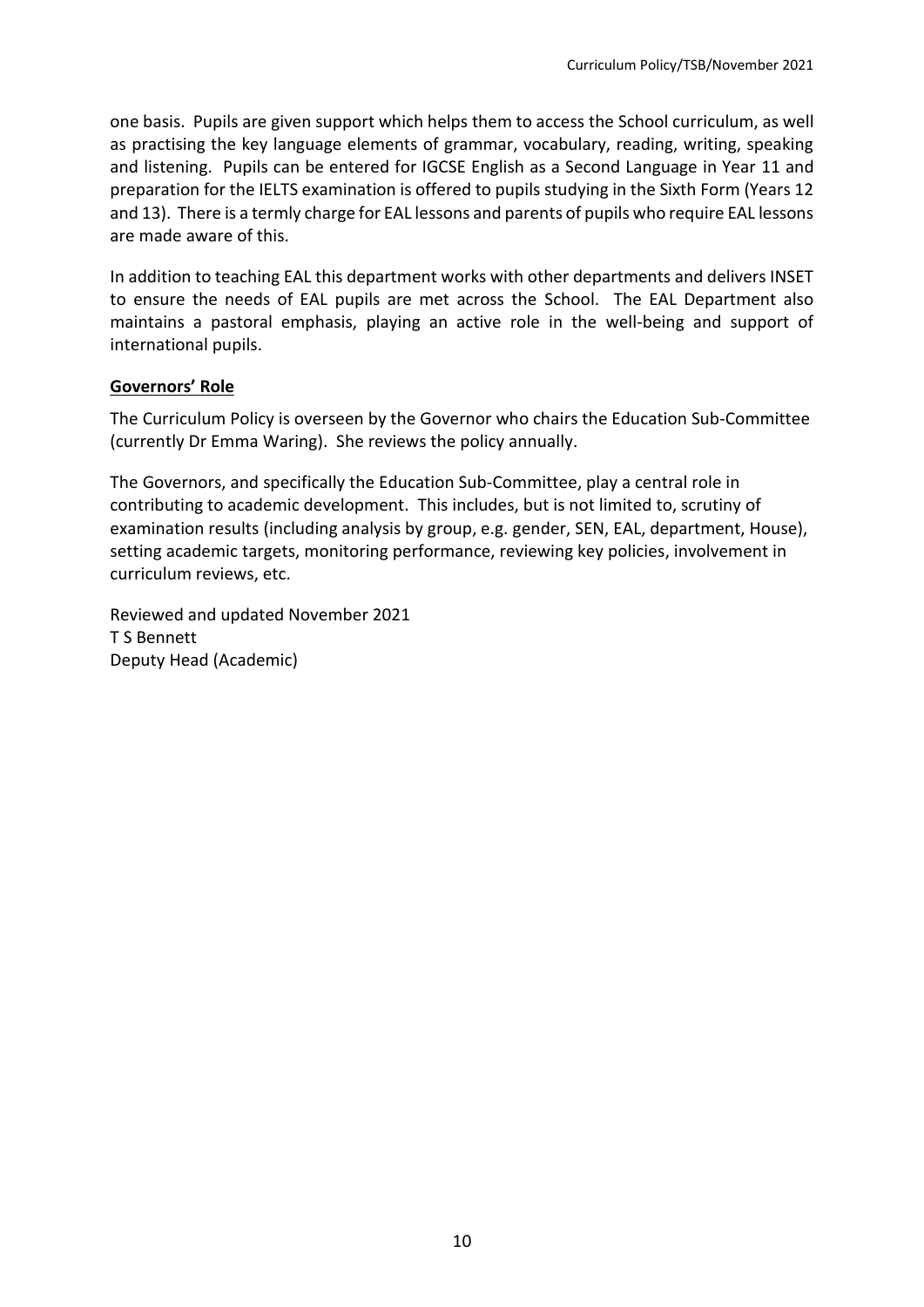one basis. Pupils are given support which helps them to access the School curriculum, as well as practising the key language elements of grammar, vocabulary, reading, writing, speaking and listening. Pupils can be entered for IGCSE English as a Second Language in Year 11 and preparation for the IELTS examination is offered to pupils studying in the Sixth Form (Years 12 and 13). There is a termly charge for EAL lessons and parents of pupils who require EAL lessons are made aware of this.

In addition to teaching EAL this department works with other departments and delivers INSET to ensure the needs of EAL pupils are met across the School. The EAL Department also maintains a pastoral emphasis, playing an active role in the well-being and support of international pupils.

## Governors' Role

The Curriculum Policy is overseen by the Governor who chairs the Education Sub-Committee (currently Dr Emma Waring). She reviews the policy annually.

The Governors, and specifically the Education Sub-Committee, play a central role in contributing to academic development. This includes, but is not limited to, scrutiny of examination results (including analysis by group, e.g. gender, SEN, EAL, department, House), setting academic targets, monitoring performance, reviewing key policies, involvement in curriculum reviews, etc.

Reviewed and updated November 2021
T S Bennett
Deputy Head (Academic)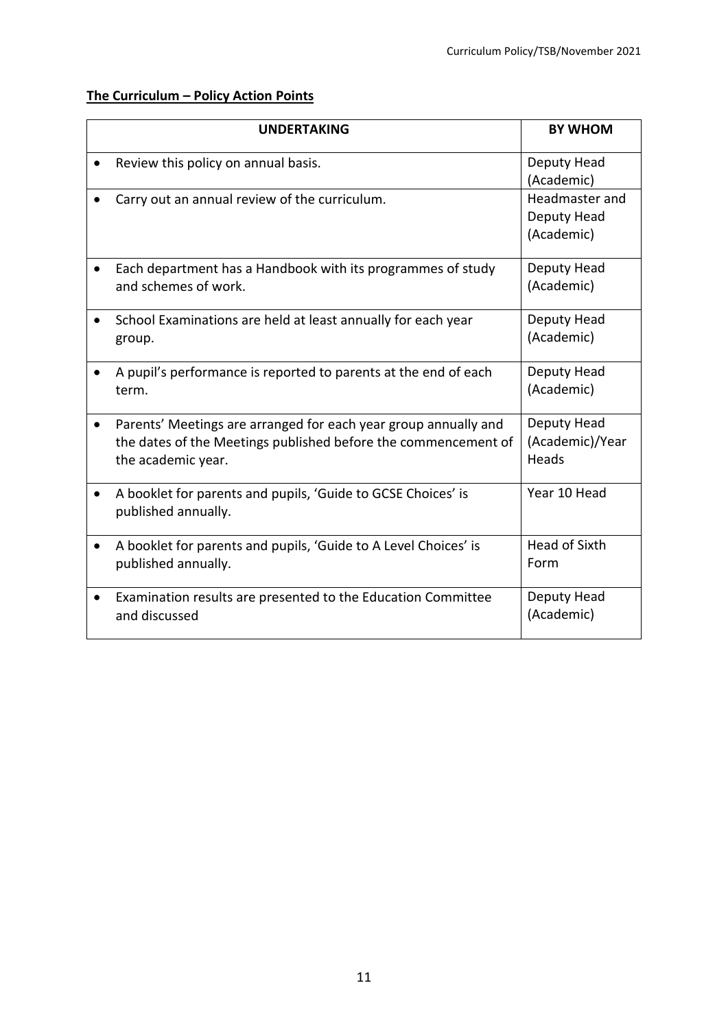**The Curriculum – Policy Action Points**

| UNDERTAKING | BY WHOM |
|---|---|
| • Review this policy on annual basis. | Deputy Head (Academic) |
| • Carry out an annual review of the curriculum. | Headmaster and Deputy Head (Academic) |
| • Each department has a Handbook with its programmes of study and schemes of work. | Deputy Head (Academic) |
| • School Examinations are held at least annually for each year group. | Deputy Head (Academic) |
| • A pupil's performance is reported to parents at the end of each term. | Deputy Head (Academic) |
| • Parents' Meetings are arranged for each year group annually and the dates of the Meetings published before the commencement of the academic year. | Deputy Head (Academic)/Year Heads |
| • A booklet for parents and pupils, 'Guide to GCSE Choices' is published annually. | Year 10 Head |
| • A booklet for parents and pupils, 'Guide to A Level Choices' is published annually. | Head of Sixth Form |
| • Examination results are presented to the Education Committee and discussed | Deputy Head (Academic) |